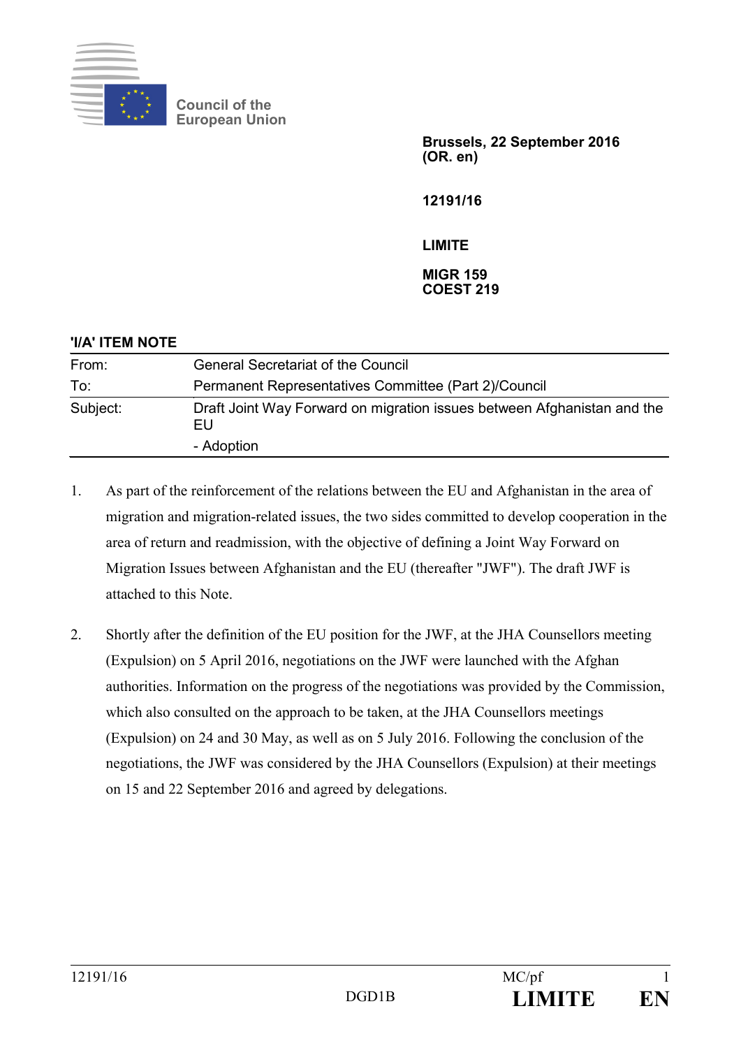Council of the
European Union

**Brussels, 22 September 2016**
**(OR. en)**

**12191/16**

**LIMITE**

**MIGR 159**
**COEST 219**

**'I/A' ITEM NOTE**

| | |
|---|---|
| From: | General Secretariat of the Council |
| To: | Permanent Representatives Committee (Part 2)/Council |
| Subject: | Draft Joint Way Forward on migration issues between Afghanistan and the EU<br>- Adoption |

1. As part of the reinforcement of the relations between the EU and Afghanistan in the area of migration and migration-related issues, the two sides committed to develop cooperation in the area of return and readmission, with the objective of defining a Joint Way Forward on Migration Issues between Afghanistan and the EU (thereafter "JWF"). The draft JWF is attached to this Note.

2. Shortly after the definition of the EU position for the JWF, at the JHA Counsellors meeting (Expulsion) on 5 April 2016, negotiations on the JWF were launched with the Afghan authorities. Information on the progress of the negotiations was provided by the Commission, which also consulted on the approach to be taken, at the JHA Counsellors meetings (Expulsion) on 24 and 30 May, as well as on 5 July 2016. Following the conclusion of the negotiations, the JWF was considered by the JHA Counsellors (Expulsion) at their meetings on 15 and 22 September 2016 and agreed by delegations.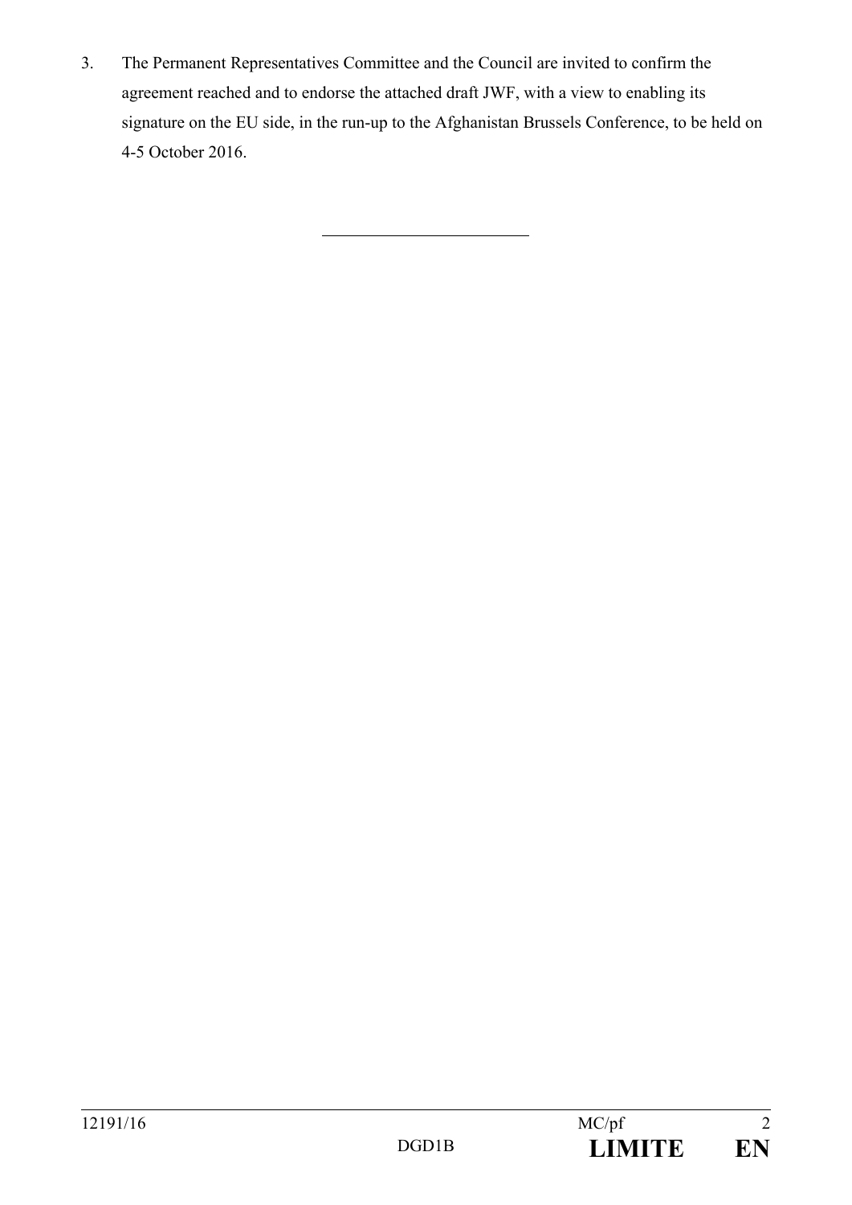3. The Permanent Representatives Committee and the Council are invited to confirm the agreement reached and to endorse the attached draft JWF, with a view to enabling its signature on the EU side, in the run-up to the Afghanistan Brussels Conference, to be held on 4-5 October 2016.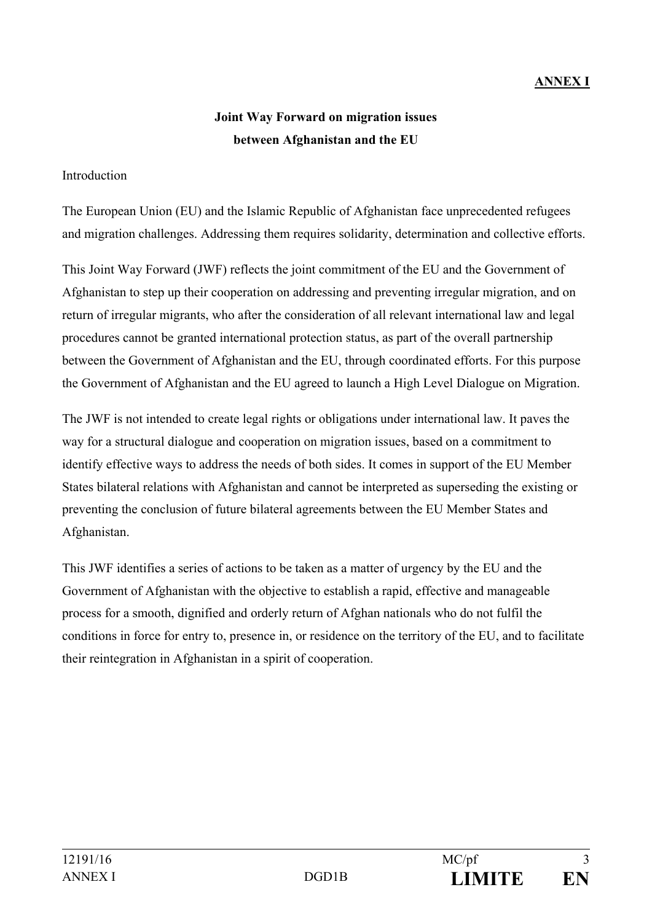**ANNEX I**

# Joint Way Forward on migration issues between Afghanistan and the EU

Introduction

The European Union (EU) and the Islamic Republic of Afghanistan face unprecedented refugees and migration challenges. Addressing them requires solidarity, determination and collective efforts.

This Joint Way Forward (JWF) reflects the joint commitment of the EU and the Government of Afghanistan to step up their cooperation on addressing and preventing irregular migration, and on return of irregular migrants, who after the consideration of all relevant international law and legal procedures cannot be granted international protection status, as part of the overall partnership between the Government of Afghanistan and the EU, through coordinated efforts. For this purpose the Government of Afghanistan and the EU agreed to launch a High Level Dialogue on Migration.

The JWF is not intended to create legal rights or obligations under international law. It paves the way for a structural dialogue and cooperation on migration issues, based on a commitment to identify effective ways to address the needs of both sides. It comes in support of the EU Member States bilateral relations with Afghanistan and cannot be interpreted as superseding the existing or preventing the conclusion of future bilateral agreements between the EU Member States and Afghanistan.

This JWF identifies a series of actions to be taken as a matter of urgency by the EU and the Government of Afghanistan with the objective to establish a rapid, effective and manageable process for a smooth, dignified and orderly return of Afghan nationals who do not fulfil the conditions in force for entry to, presence in, or residence on the territory of the EU, and to facilitate their reintegration in Afghanistan in a spirit of cooperation.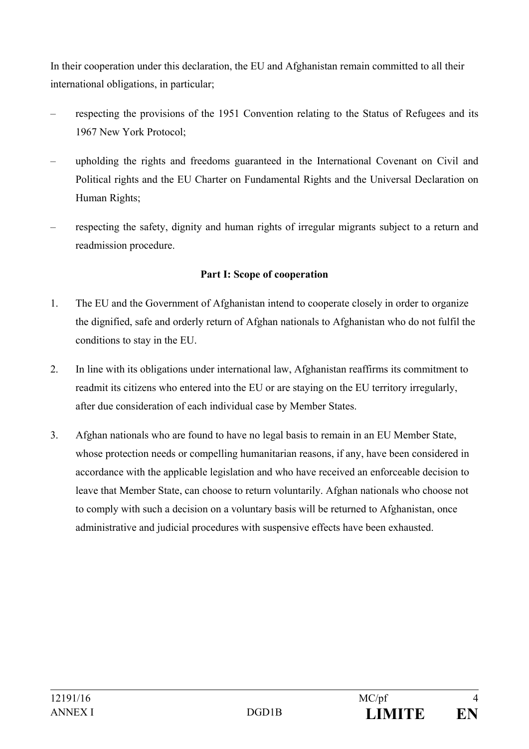In their cooperation under this declaration, the EU and Afghanistan remain committed to all their international obligations, in particular;

– respecting the provisions of the 1951 Convention relating to the Status of Refugees and its 1967 New York Protocol;

– upholding the rights and freedoms guaranteed in the International Covenant on Civil and Political rights and the EU Charter on Fundamental Rights and the Universal Declaration on Human Rights;

– respecting the safety, dignity and human rights of irregular migrants subject to a return and readmission procedure.

**Part I: Scope of cooperation**

1. The EU and the Government of Afghanistan intend to cooperate closely in order to organize the dignified, safe and orderly return of Afghan nationals to Afghanistan who do not fulfil the conditions to stay in the EU.

2. In line with its obligations under international law, Afghanistan reaffirms its commitment to readmit its citizens who entered into the EU or are staying on the EU territory irregularly, after due consideration of each individual case by Member States.

3. Afghan nationals who are found to have no legal basis to remain in an EU Member State, whose protection needs or compelling humanitarian reasons, if any, have been considered in accordance with the applicable legislation and who have received an enforceable decision to leave that Member State, can choose to return voluntarily. Afghan nationals who choose not to comply with such a decision on a voluntary basis will be returned to Afghanistan, once administrative and judicial procedures with suspensive effects have been exhausted.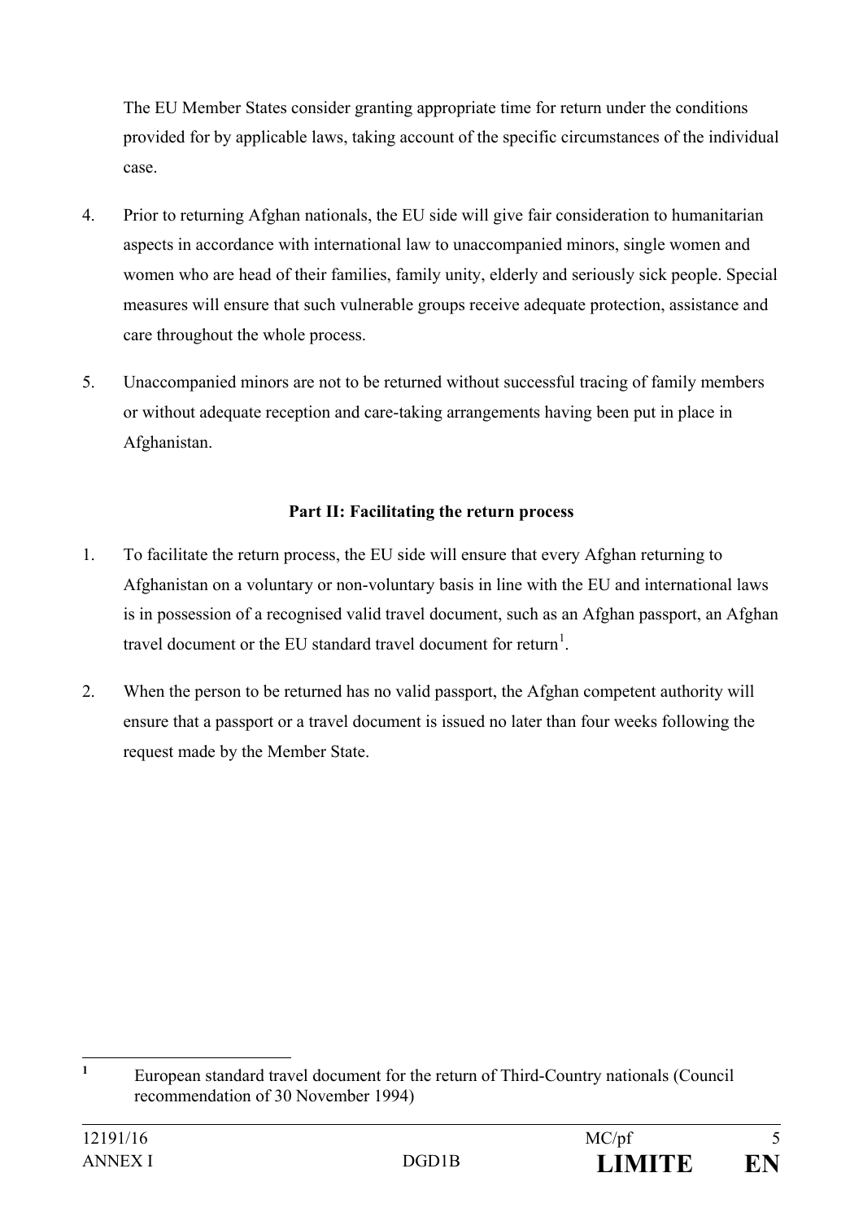The EU Member States consider granting appropriate time for return under the conditions provided for by applicable laws, taking account of the specific circumstances of the individual case.

4. Prior to returning Afghan nationals, the EU side will give fair consideration to humanitarian aspects in accordance with international law to unaccompanied minors, single women and women who are head of their families, family unity, elderly and seriously sick people. Special measures will ensure that such vulnerable groups receive adequate protection, assistance and care throughout the whole process.

5. Unaccompanied minors are not to be returned without successful tracing of family members or without adequate reception and care-taking arrangements having been put in place in Afghanistan.

**Part II: Facilitating the return process**

1. To facilitate the return process, the EU side will ensure that every Afghan returning to Afghanistan on a voluntary or non-voluntary basis in line with the EU and international laws is in possession of a recognised valid travel document, such as an Afghan passport, an Afghan travel document or the EU standard travel document for return[1].

2. When the person to be returned has no valid passport, the Afghan competent authority will ensure that a passport or a travel document is issued no later than four weeks following the request made by the Member State.

---

[1] European standard travel document for the return of Third-Country nationals (Council recommendation of 30 November 1994)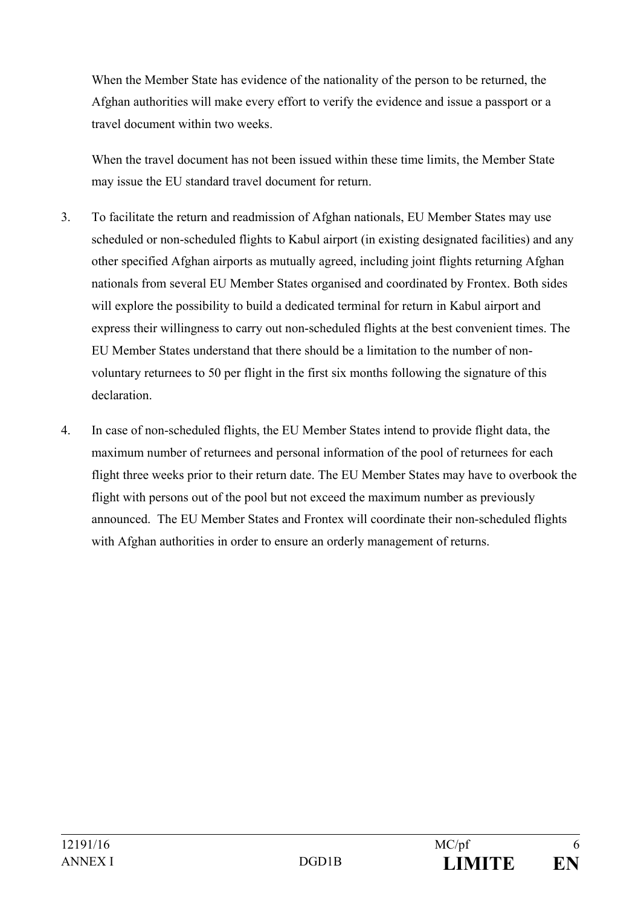When the Member State has evidence of the nationality of the person to be returned, the Afghan authorities will make every effort to verify the evidence and issue a passport or a travel document within two weeks.

When the travel document has not been issued within these time limits, the Member State may issue the EU standard travel document for return.

3. To facilitate the return and readmission of Afghan nationals, EU Member States may use scheduled or non-scheduled flights to Kabul airport (in existing designated facilities) and any other specified Afghan airports as mutually agreed, including joint flights returning Afghan nationals from several EU Member States organised and coordinated by Frontex. Both sides will explore the possibility to build a dedicated terminal for return in Kabul airport and express their willingness to carry out non-scheduled flights at the best convenient times. The EU Member States understand that there should be a limitation to the number of non-voluntary returnees to 50 per flight in the first six months following the signature of this declaration.

4. In case of non-scheduled flights, the EU Member States intend to provide flight data, the maximum number of returnees and personal information of the pool of returnees for each flight three weeks prior to their return date. The EU Member States may have to overbook the flight with persons out of the pool but not exceed the maximum number as previously announced. The EU Member States and Frontex will coordinate their non-scheduled flights with Afghan authorities in order to ensure an orderly management of returns.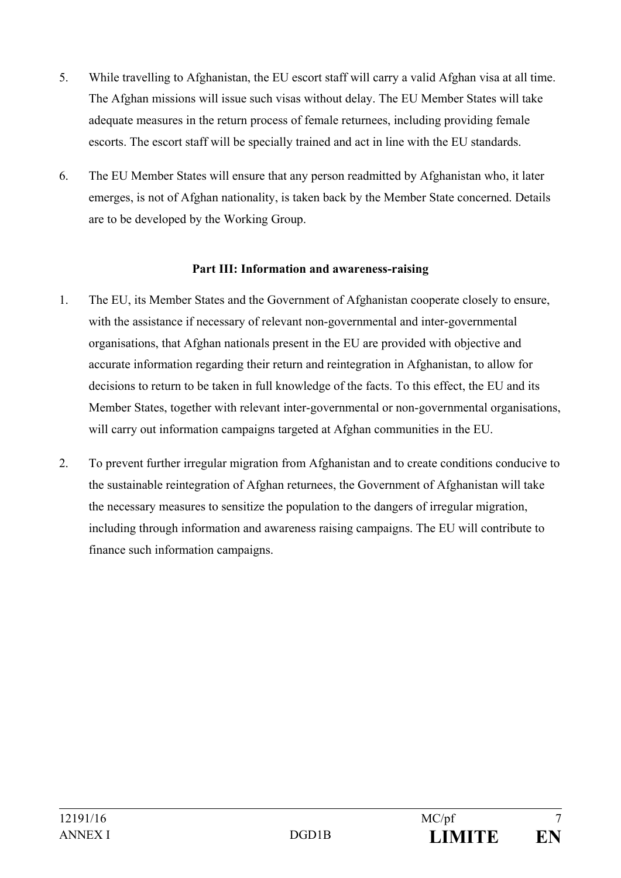5. While travelling to Afghanistan, the EU escort staff will carry a valid Afghan visa at all time. The Afghan missions will issue such visas without delay. The EU Member States will take adequate measures in the return process of female returnees, including providing female escorts. The escort staff will be specially trained and act in line with the EU standards.

6. The EU Member States will ensure that any person readmitted by Afghanistan who, it later emerges, is not of Afghan nationality, is taken back by the Member State concerned. Details are to be developed by the Working Group.

**Part III: Information and awareness-raising**

1. The EU, its Member States and the Government of Afghanistan cooperate closely to ensure, with the assistance if necessary of relevant non-governmental and inter-governmental organisations, that Afghan nationals present in the EU are provided with objective and accurate information regarding their return and reintegration in Afghanistan, to allow for decisions to return to be taken in full knowledge of the facts. To this effect, the EU and its Member States, together with relevant inter-governmental or non-governmental organisations, will carry out information campaigns targeted at Afghan communities in the EU.

2. To prevent further irregular migration from Afghanistan and to create conditions conducive to the sustainable reintegration of Afghan returnees, the Government of Afghanistan will take the necessary measures to sensitize the population to the dangers of irregular migration, including through information and awareness raising campaigns. The EU will contribute to finance such information campaigns.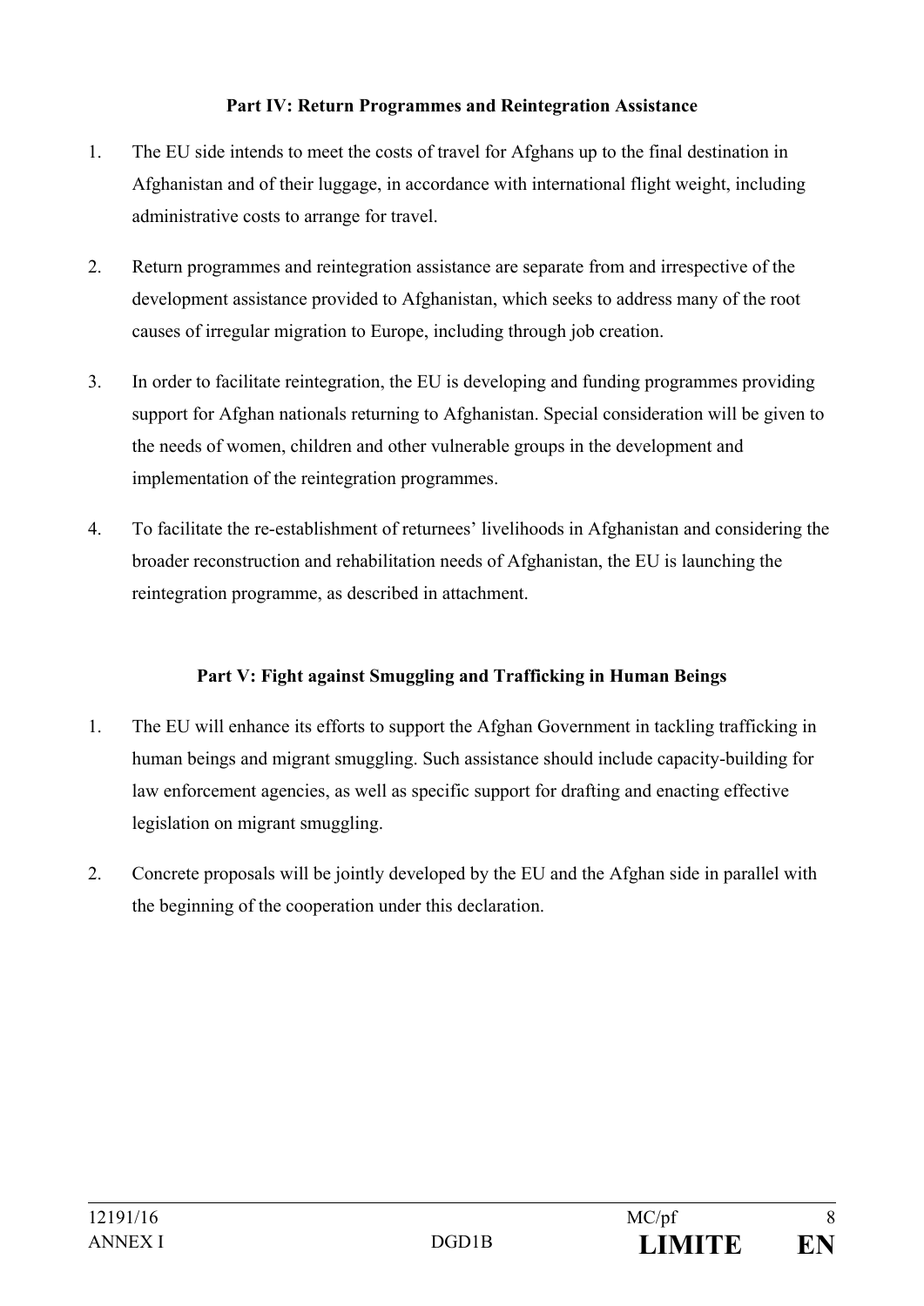**Part IV: Return Programmes and Reintegration Assistance**

1. The EU side intends to meet the costs of travel for Afghans up to the final destination in Afghanistan and of their luggage, in accordance with international flight weight, including administrative costs to arrange for travel.

2. Return programmes and reintegration assistance are separate from and irrespective of the development assistance provided to Afghanistan, which seeks to address many of the root causes of irregular migration to Europe, including through job creation.

3. In order to facilitate reintegration, the EU is developing and funding programmes providing support for Afghan nationals returning to Afghanistan. Special consideration will be given to the needs of women, children and other vulnerable groups in the development and implementation of the reintegration programmes.

4. To facilitate the re-establishment of returnees' livelihoods in Afghanistan and considering the broader reconstruction and rehabilitation needs of Afghanistan, the EU is launching the reintegration programme, as described in attachment.

**Part V: Fight against Smuggling and Trafficking in Human Beings**

1. The EU will enhance its efforts to support the Afghan Government in tackling trafficking in human beings and migrant smuggling. Such assistance should include capacity-building for law enforcement agencies, as well as specific support for drafting and enacting effective legislation on migrant smuggling.

2. Concrete proposals will be jointly developed by the EU and the Afghan side in parallel with the beginning of the cooperation under this declaration.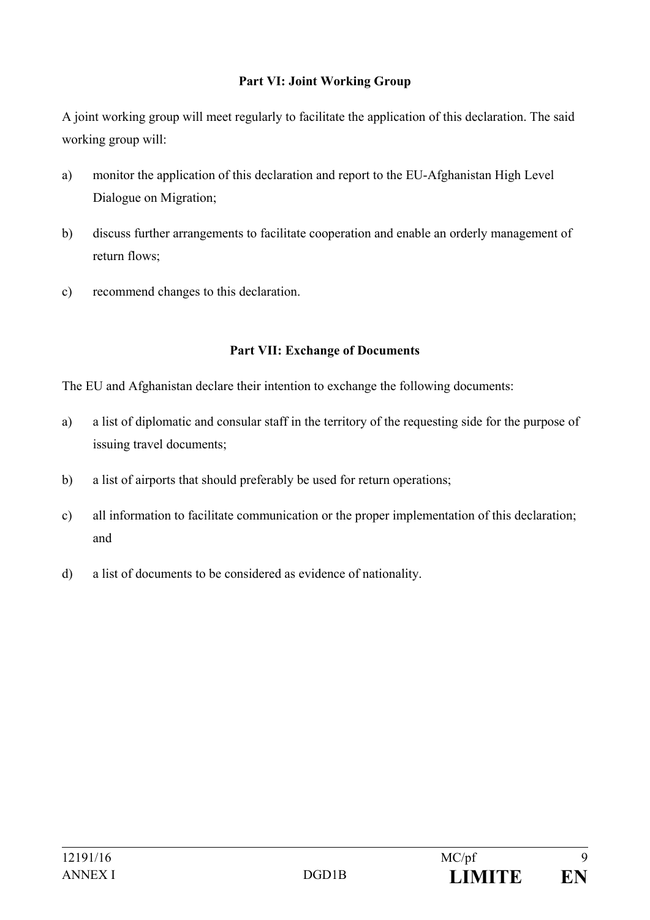### Part VI: Joint Working Group

A joint working group will meet regularly to facilitate the application of this declaration. The said working group will:

a) monitor the application of this declaration and report to the EU-Afghanistan High Level Dialogue on Migration;

b) discuss further arrangements to facilitate cooperation and enable an orderly management of return flows;

c) recommend changes to this declaration.

### Part VII: Exchange of Documents

The EU and Afghanistan declare their intention to exchange the following documents:

a) a list of diplomatic and consular staff in the territory of the requesting side for the purpose of issuing travel documents;

b) a list of airports that should preferably be used for return operations;

c) all information to facilitate communication or the proper implementation of this declaration; and

d) a list of documents to be considered as evidence of nationality.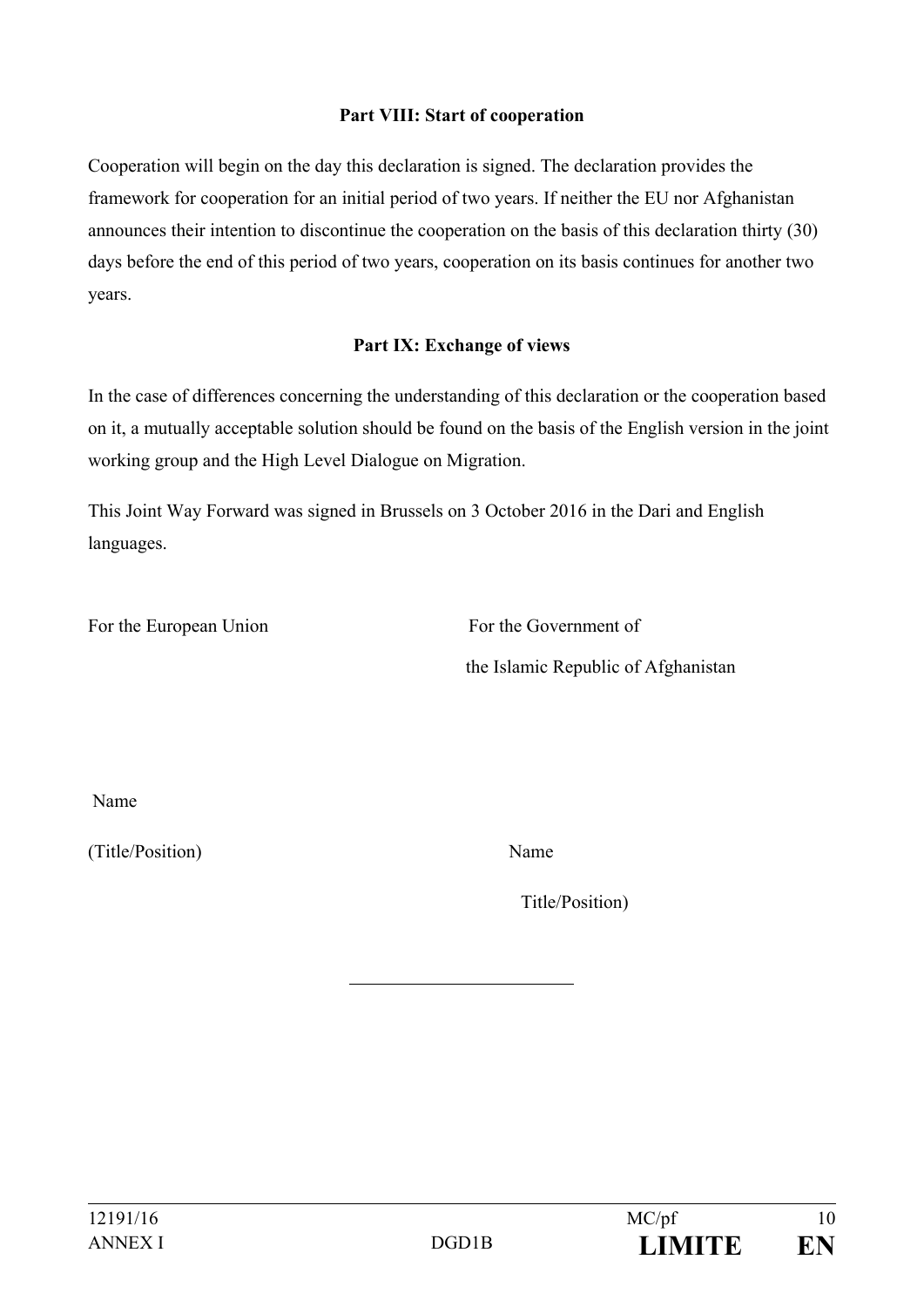**Part VIII: Start of cooperation**

Cooperation will begin on the day this declaration is signed. The declaration provides the framework for cooperation for an initial period of two years. If neither the EU nor Afghanistan announces their intention to discontinue the cooperation on the basis of this declaration thirty (30) days before the end of this period of two years, cooperation on its basis continues for another two years.

**Part IX: Exchange of views**

In the case of differences concerning the understanding of this declaration or the cooperation based on it, a mutually acceptable solution should be found on the basis of the English version in the joint working group and the High Level Dialogue on Migration.

This Joint Way Forward was signed in Brussels on 3 October 2016 in the Dari and English languages.

| For the European Union | For the Government of the Islamic Republic of Afghanistan |
|---|---|
| Name | Name |
| (Title/Position) | Title/Position) |

---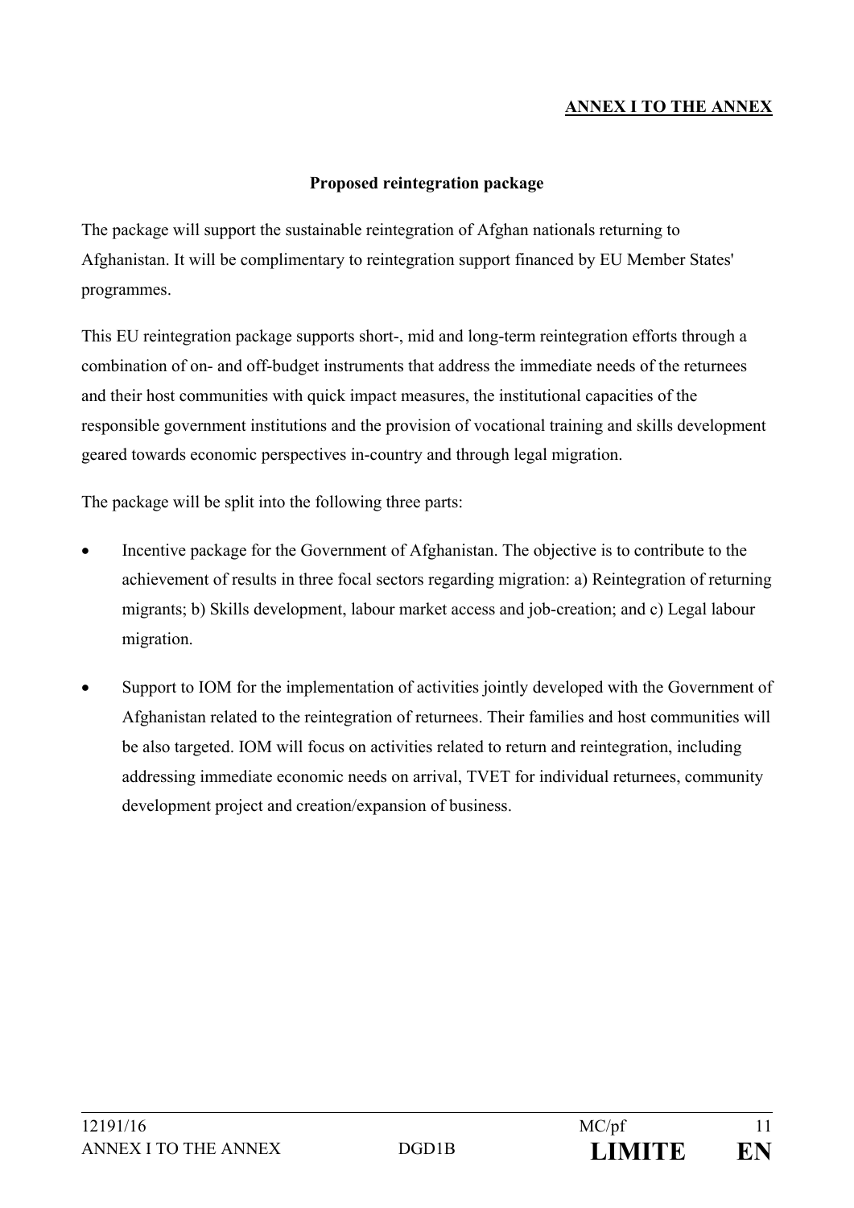**ANNEX I TO THE ANNEX**

**Proposed reintegration package**

The package will support the sustainable reintegration of Afghan nationals returning to Afghanistan. It will be complimentary to reintegration support financed by EU Member States' programmes.

This EU reintegration package supports short-, mid and long-term reintegration efforts through a combination of on- and off-budget instruments that address the immediate needs of the returnees and their host communities with quick impact measures, the institutional capacities of the responsible government institutions and the provision of vocational training and skills development geared towards economic perspectives in-country and through legal migration.

The package will be split into the following three parts:

- Incentive package for the Government of Afghanistan. The objective is to contribute to the achievement of results in three focal sectors regarding migration: a) Reintegration of returning migrants; b) Skills development, labour market access and job-creation; and c) Legal labour migration.
- Support to IOM for the implementation of activities jointly developed with the Government of Afghanistan related to the reintegration of returnees. Their families and host communities will be also targeted. IOM will focus on activities related to return and reintegration, including addressing immediate economic needs on arrival, TVET for individual returnees, community development project and creation/expansion of business.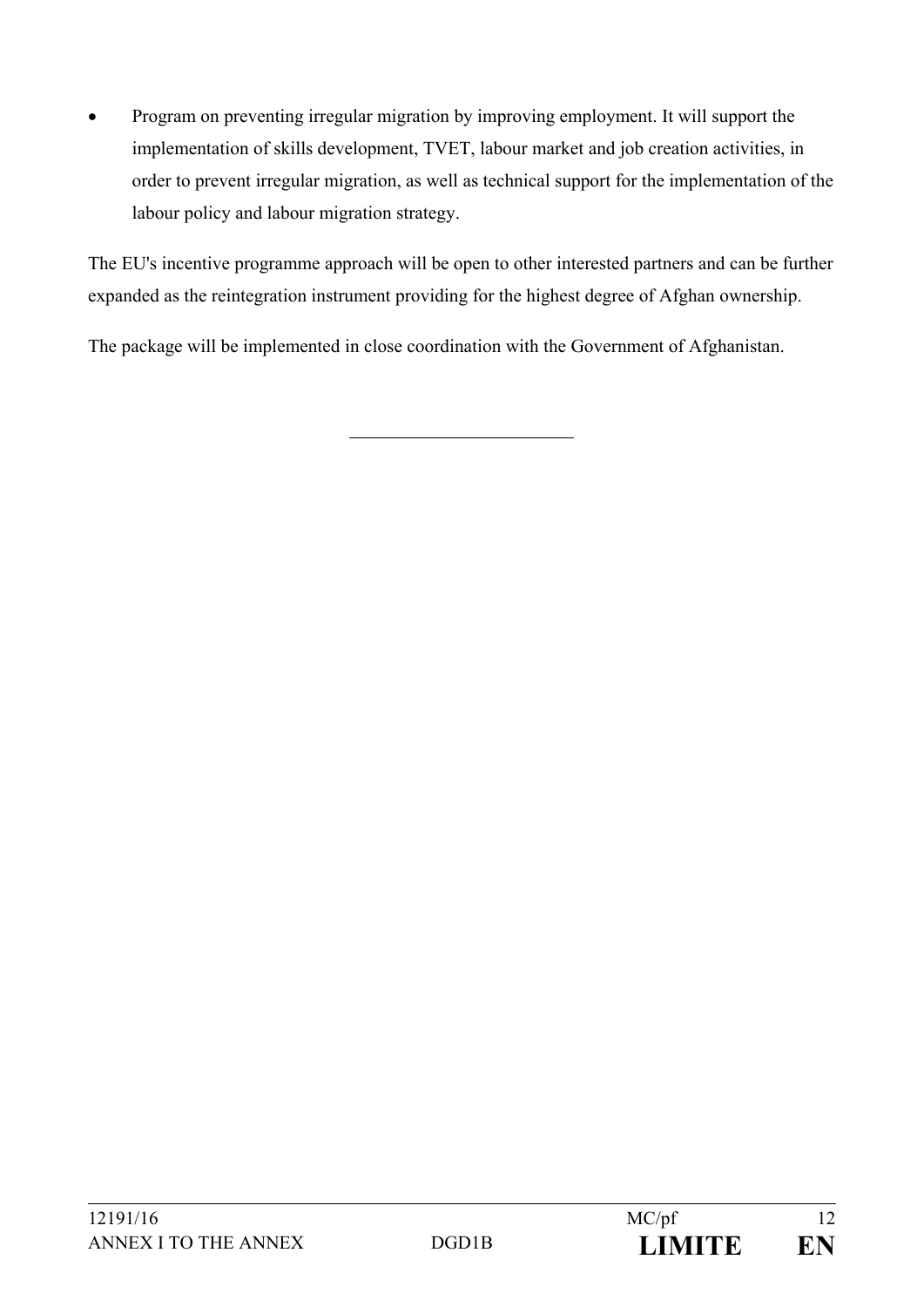- Program on preventing irregular migration by improving employment. It will support the implementation of skills development, TVET, labour market and job creation activities, in order to prevent irregular migration, as well as technical support for the implementation of the labour policy and labour migration strategy.

The EU's incentive programme approach will be open to other interested partners and can be further expanded as the reintegration instrument providing for the highest degree of Afghan ownership.

The package will be implemented in close coordination with the Government of Afghanistan.

---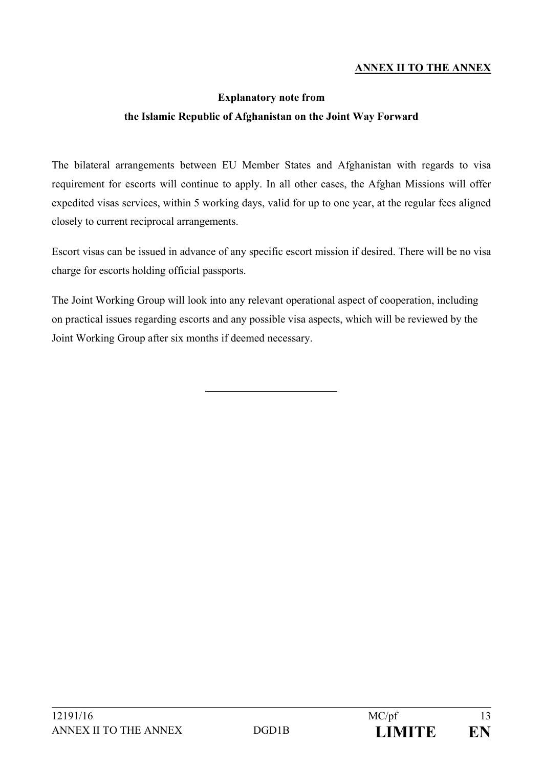**ANNEX II TO THE ANNEX**

**Explanatory note from**
**the Islamic Republic of Afghanistan on the Joint Way Forward**

The bilateral arrangements between EU Member States and Afghanistan with regards to visa requirement for escorts will continue to apply. In all other cases, the Afghan Missions will offer expedited visas services, within 5 working days, valid for up to one year, at the regular fees aligned closely to current reciprocal arrangements.

Escort visas can be issued in advance of any specific escort mission if desired. There will be no visa charge for escorts holding official passports.

The Joint Working Group will look into any relevant operational aspect of cooperation, including on practical issues regarding escorts and any possible visa aspects, which will be reviewed by the Joint Working Group after six months if deemed necessary.